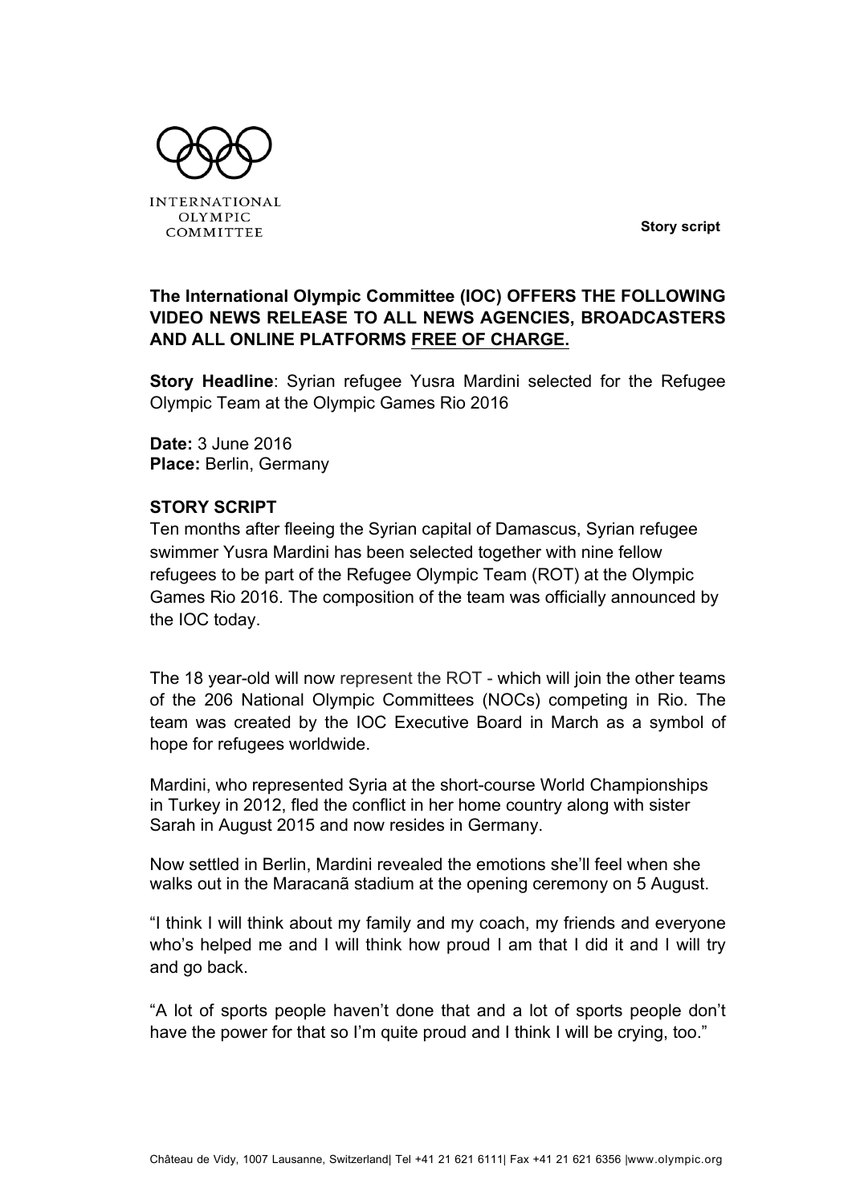INTERNATIONAL OLYMPIC COMMITTEE

**Story script**

**The International Olympic Committee (IOC) OFFERS THE FOLLOWING VIDEO NEWS RELEASE TO ALL NEWS AGENCIES, BROADCASTERS AND ALL ONLINE PLATFORMS FREE OF CHARGE.**

**Story Headline**: Syrian refugee Yusra Mardini selected for the Refugee Olympic Team at the Olympic Games Rio 2016

**Date:** 3 June 2016
**Place:** Berlin, Germany

**STORY SCRIPT**

Ten months after fleeing the Syrian capital of Damascus, Syrian refugee swimmer Yusra Mardini has been selected together with nine fellow refugees to be part of the Refugee Olympic Team (ROT) at the Olympic Games Rio 2016. The composition of the team was officially announced by the IOC today.

The 18 year-old will now represent the ROT - which will join the other teams of the 206 National Olympic Committees (NOCs) competing in Rio. The team was created by the IOC Executive Board in March as a symbol of hope for refugees worldwide.

Mardini, who represented Syria at the short-course World Championships in Turkey in 2012, fled the conflict in her home country along with sister Sarah in August 2015 and now resides in Germany.

Now settled in Berlin, Mardini revealed the emotions she'll feel when she walks out in the Maracanã stadium at the opening ceremony on 5 August.

"I think I will think about my family and my coach, my friends and everyone who's helped me and I will think how proud I am that I did it and I will try and go back.

"A lot of sports people haven't done that and a lot of sports people don't have the power for that so I'm quite proud and I think I will be crying, too."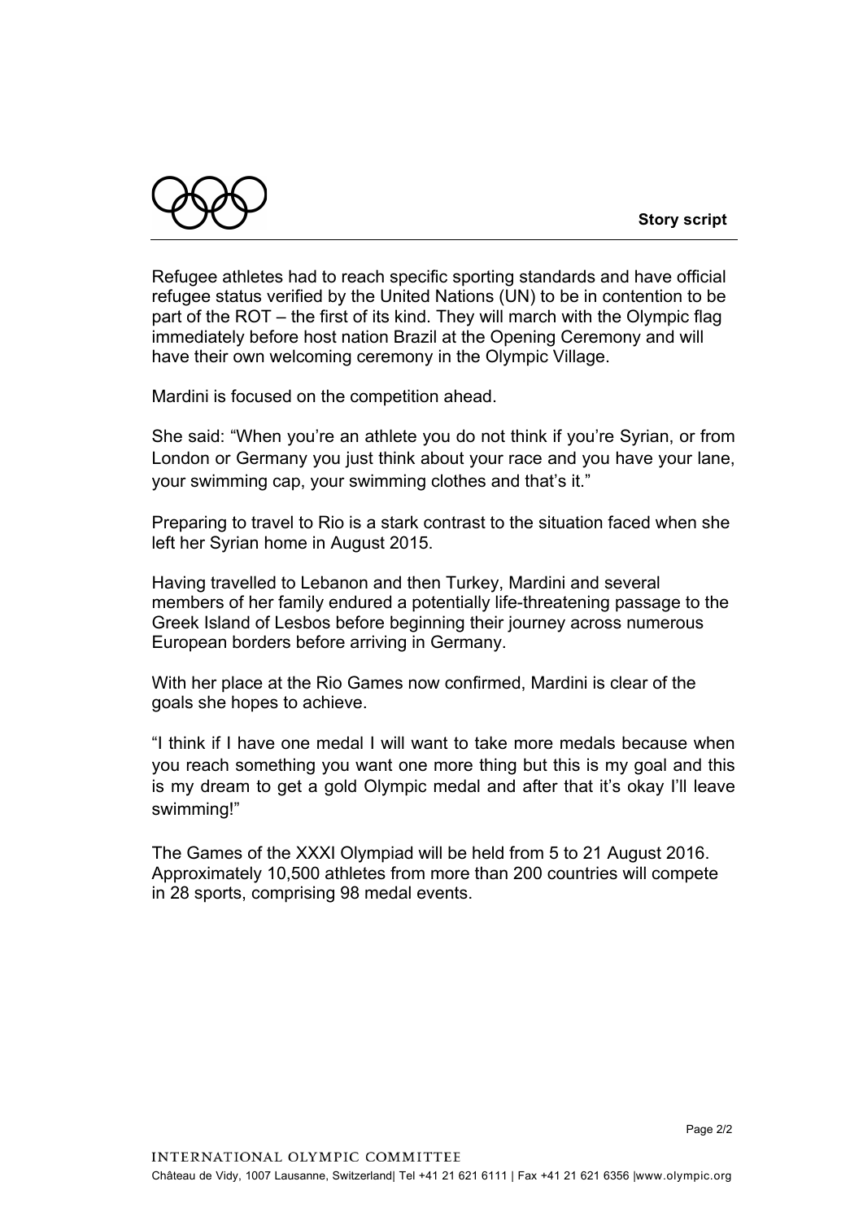Refugee athletes had to reach specific sporting standards and have official refugee status verified by the United Nations (UN) to be in contention to be part of the ROT – the first of its kind. They will march with the Olympic flag immediately before host nation Brazil at the Opening Ceremony and will have their own welcoming ceremony in the Olympic Village.

Mardini is focused on the competition ahead.

She said: "When you're an athlete you do not think if you're Syrian, or from London or Germany you just think about your race and you have your lane, your swimming cap, your swimming clothes and that's it."

Preparing to travel to Rio is a stark contrast to the situation faced when she left her Syrian home in August 2015.

Having travelled to Lebanon and then Turkey, Mardini and several members of her family endured a potentially life-threatening passage to the Greek Island of Lesbos before beginning their journey across numerous European borders before arriving in Germany.

With her place at the Rio Games now confirmed, Mardini is clear of the goals she hopes to achieve.

"I think if I have one medal I will want to take more medals because when you reach something you want one more thing but this is my goal and this is my dream to get a gold Olympic medal and after that it's okay I'll leave swimming!"

The Games of the XXXI Olympiad will be held from 5 to 21 August 2016. Approximately 10,500 athletes from more than 200 countries will compete in 28 sports, comprising 98 medal events.